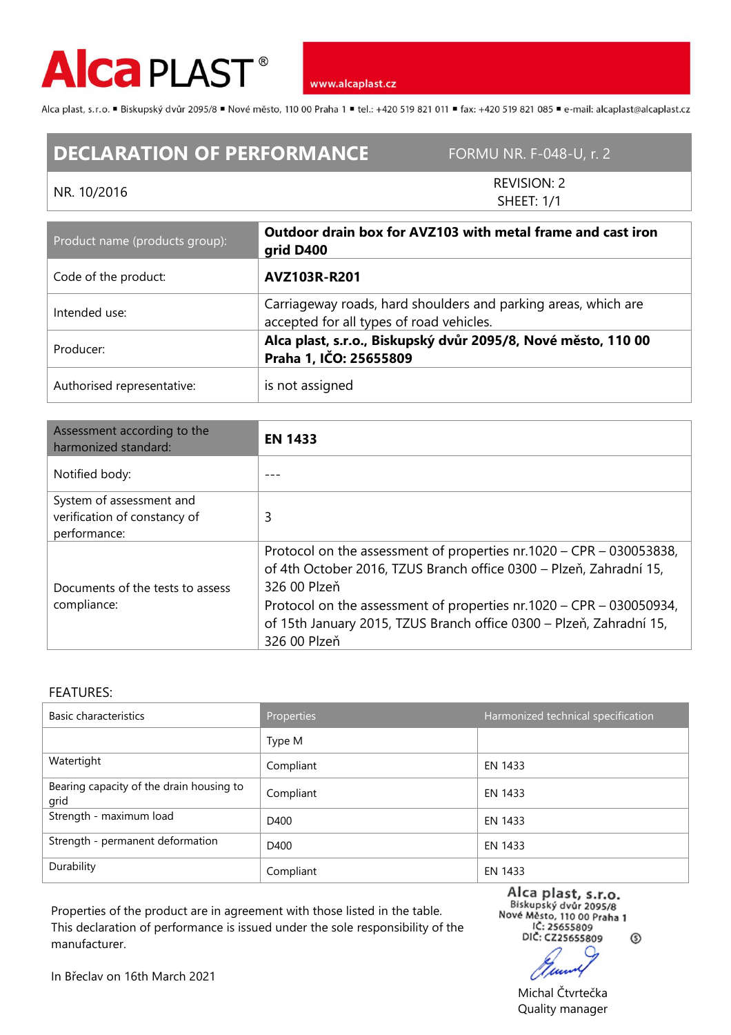Alca PLAST®

www.alcaplast.cz

Alca plast, s.r.o. ▪ Biskupský dvůr 2095/8 ▪ Nové město, 110 00 Praha 1 ▪ tel.: +420 519 821 011 ▪ fax: +420 519 821 085 ▪ e-mail: alcaplast@alcaplast.cz

# DECLARATION OF PERFORMANCE

FORMU NR. F-048-U, r. 2

NR. 10/2016

REVISION: 2
SHEET: 1/1

| Product name (products group): | **Outdoor drain box for AVZ103 with metal frame and cast iron grid D400** |
|---|---|
| Code of the product: | **AVZ103R-R201** |
| Intended use: | Carriageway roads, hard shoulders and parking areas, which are accepted for all types of road vehicles. |
| Producer: | **Alca plast, s.r.o., Biskupský dvůr 2095/8, Nové město, 110 00 Praha 1, IČO: 25655809** |
| Authorised representative: | is not assigned |

| Assessment according to the harmonized standard: | **EN 1433** |
|---|---|
| Notified body: | --- |
| System of assessment and verification of constancy of performance: | 3 |
| Documents of the tests to assess compliance: | Protocol on the assessment of properties nr.1020 – CPR – 030053838, of 4th October 2016, TZUS Branch office 0300 – Plzeň, Zahradní 15, 326 00 Plzeň<br>Protocol on the assessment of properties nr.1020 – CPR – 030050934, of 15th January 2015, TZUS Branch office 0300 – Plzeň, Zahradní 15, 326 00 Plzeň |

FEATURES:

| Basic characteristics | Properties | Harmonized technical specification |
|---|---|---|
| | Type M | |
| Watertight | Compliant | EN 1433 |
| Bearing capacity of the drain housing to grid | Compliant | EN 1433 |
| Strength - maximum load | D400 | EN 1433 |
| Strength - permanent deformation | D400 | EN 1433 |
| Durability | Compliant | EN 1433 |

Properties of the product are in agreement with those listed in the table.
This declaration of performance is issued under the sole responsibility of the manufacturer.

In Břeclav on 16th March 2021

Alca plast, s.r.o.
Biskupský dvůr 2095/8
Nové Město, 110 00 Praha 1
IČ: 25655809
DIČ: CZ25655809

Michal Čtvrtečka
Quality manager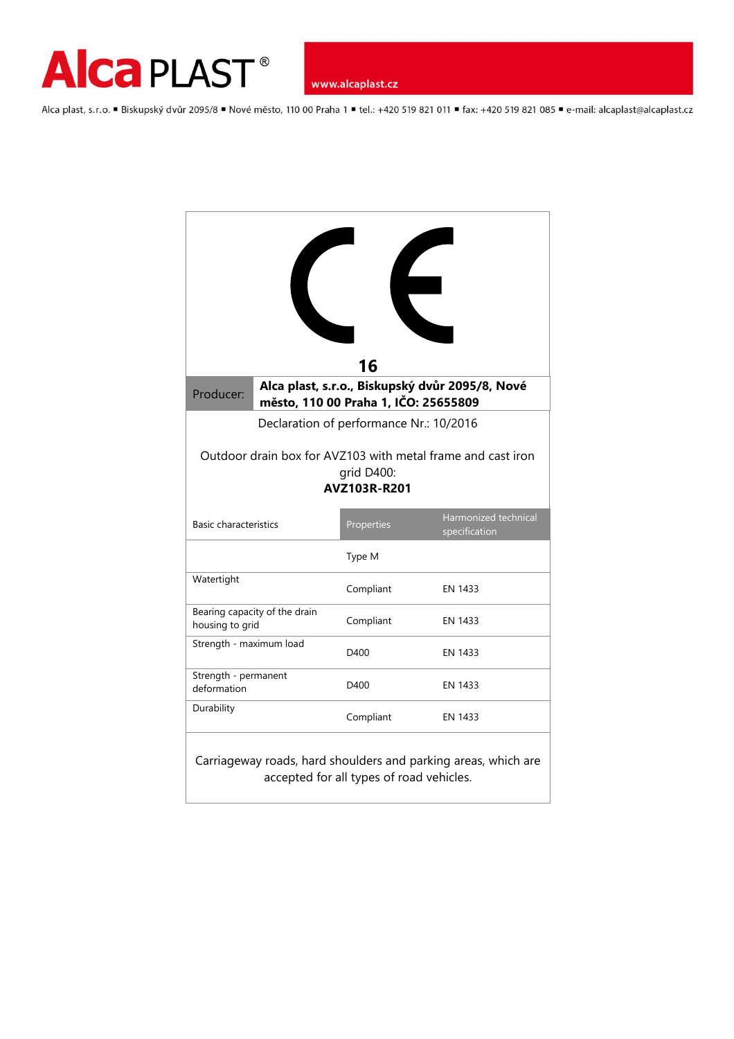**Alca PLAST®** www.alcaplast.cz

Alca plast, s.r.o. ▪ Biskupský dvůr 2095/8 ▪ Nové město, 110 00 Praha 1 ▪ tel.: +420 519 821 011 ▪ fax: +420 519 821 085 ▪ e-mail: alcaplast@alcaplast.cz

# CE

**16**

Producer: **Alca plast, s.r.o., Biskupský dvůr 2095/8, Nové město, 110 00 Praha 1, IČO: 25655809**

Declaration of performance Nr.: 10/2016

Outdoor drain box for AVZ103 with metal frame and cast iron grid D400:
**AVZ103R-R201**

| Basic characteristics | Properties | Harmonized technical specification |
|---|---|---|
| | Type M | |
| Watertight | Compliant | EN 1433 |
| Bearing capacity of the drain housing to grid | Compliant | EN 1433 |
| Strength - maximum load | D400 | EN 1433 |
| Strength - permanent deformation | D400 | EN 1433 |
| Durability | Compliant | EN 1433 |

Carriageway roads, hard shoulders and parking areas, which are accepted for all types of road vehicles.